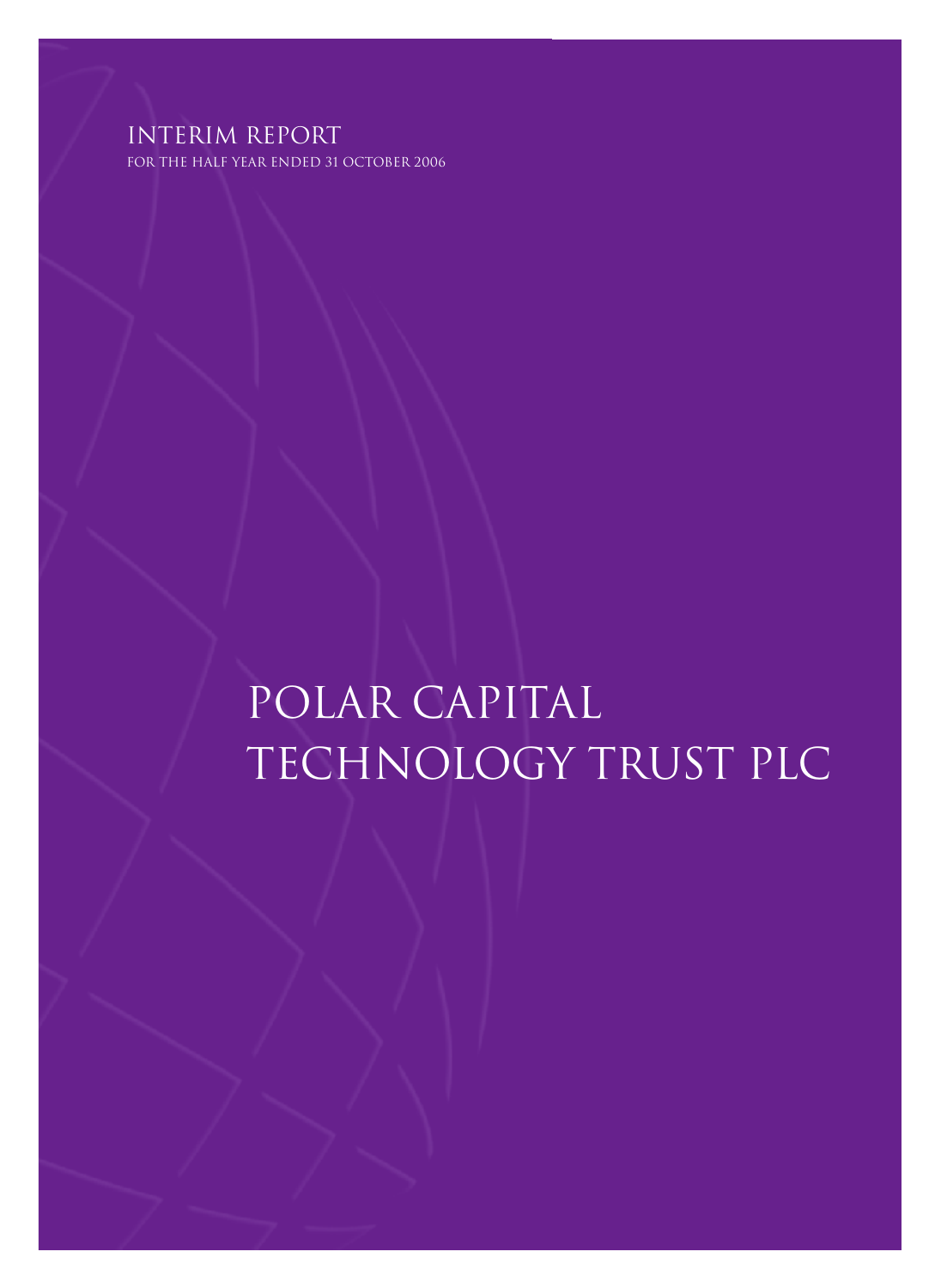INTERIM REPORT

FOR THE HALF YEAR ENDED 31 OCTOBER 2006

# POLAR CAPITAL TECHNOLOGY TRUST PLC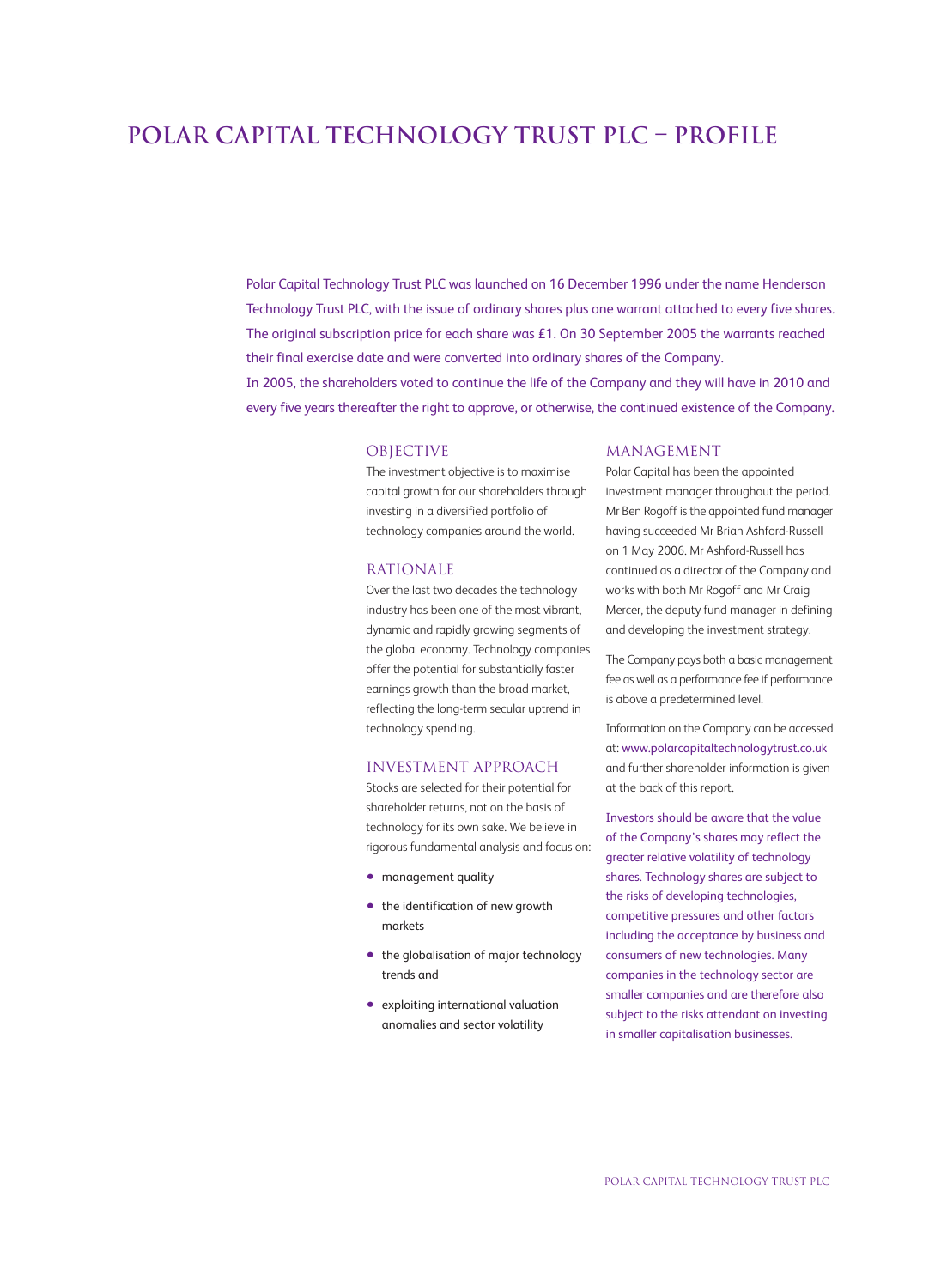# POLAR CAPITAL TECHNOLOGY TRUST PLC – PROFILE

Polar Capital Technology Trust PLC was launched on 16 December 1996 under the name Henderson Technology Trust PLC, with the issue of ordinary shares plus one warrant attached to every five shares. The original subscription price for each share was £1. On 30 September 2005 the warrants reached their final exercise date and were converted into ordinary shares of the Company.

In 2005, the shareholders voted to continue the life of the Company and they will have in 2010 and every five years thereafter the right to approve, or otherwise, the continued existence of the Company.

## OBJECTIVE

The investment objective is to maximise capital growth for our shareholders through investing in a diversified portfolio of technology companies around the world.

## RATIONALE

Over the last two decades the technology industry has been one of the most vibrant, dynamic and rapidly growing segments of the global economy. Technology companies offer the potential for substantially faster earnings growth than the broad market, reflecting the long-term secular uptrend in technology spending.

## INVESTMENT APPROACH

Stocks are selected for their potential for shareholder returns, not on the basis of technology for its own sake. We believe in rigorous fundamental analysis and focus on:

- management quality
- the identification of new growth markets
- the globalisation of major technology trends and
- exploiting international valuation anomalies and sector volatility

## MANAGEMENT

Polar Capital has been the appointed investment manager throughout the period. Mr Ben Rogoff is the appointed fund manager having succeeded Mr Brian Ashford-Russell on 1 May 2006. Mr Ashford-Russell has continued as a director of the Company and works with both Mr Rogoff and Mr Craig Mercer, the deputy fund manager in defining and developing the investment strategy.

The Company pays both a basic management fee as well as a performance fee if performance is above a predetermined level.

Information on the Company can be accessed at: www.polarcapitaltechnologytrust.co.uk and further shareholder information is given at the back of this report.

Investors should be aware that the value of the Company's shares may reflect the greater relative volatility of technology shares. Technology shares are subject to the risks of developing technologies, competitive pressures and other factors including the acceptance by business and consumers of new technologies. Many companies in the technology sector are smaller companies and are therefore also subject to the risks attendant on investing in smaller capitalisation businesses.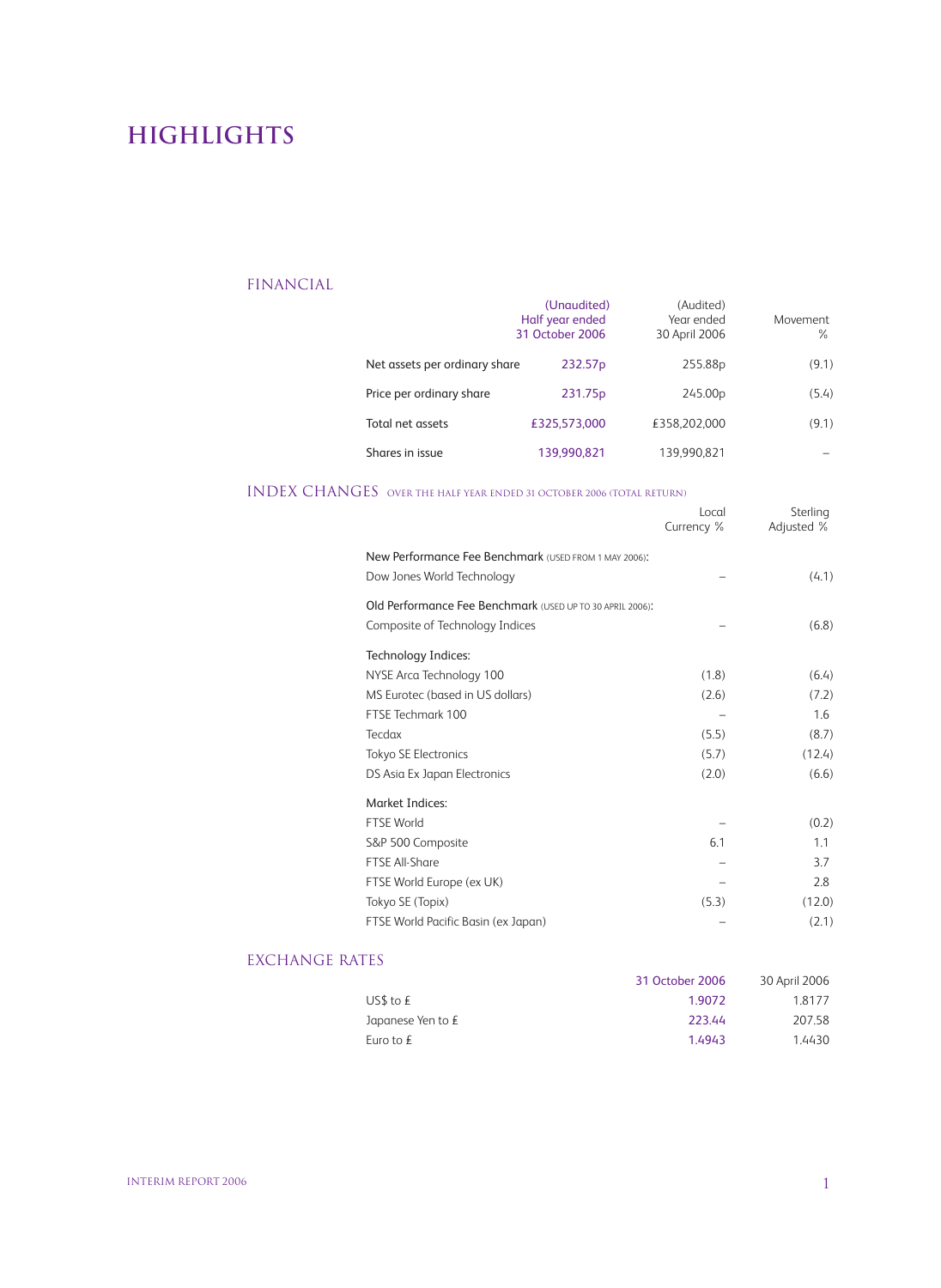# HIGHLIGHTS

## FINANCIAL

| | (Unaudited) Half year ended 31 October 2006 | (Audited) Year ended 30 April 2006 | Movement % |
|---|---|---|---|
| Net assets per ordinary share | 232.57p | 255.88p | (9.1) |
| Price per ordinary share | 231.75p | 245.00p | (5.4) |
| Total net assets | £325,573,000 | £358,202,000 | (9.1) |
| Shares in issue | 139,990,821 | 139,990,821 | – |

## INDEX CHANGES OVER THE HALF YEAR ENDED 31 OCTOBER 2006 (TOTAL RETURN)

| | Local Currency % | Sterling Adjusted % |
|---|---|---|
| New Performance Fee Benchmark (USED FROM 1 MAY 2006): | | |
| Dow Jones World Technology | – | (4.1) |
| Old Performance Fee Benchmark (USED UP TO 30 APRIL 2006): | | |
| Composite of Technology Indices | – | (6.8) |
| Technology Indices: | | |
| NYSE Arca Technology 100 | (1.8) | (6.4) |
| MS Eurotec (based in US dollars) | (2.6) | (7.2) |
| FTSE Techmark 100 | – | 1.6 |
| Tecdax | (5.5) | (8.7) |
| Tokyo SE Electronics | (5.7) | (12.4) |
| DS Asia Ex Japan Electronics | (2.0) | (6.6) |
| Market Indices: | | |
| FTSE World | – | (0.2) |
| S&P 500 Composite | 6.1 | 1.1 |
| FTSE All-Share | – | 3.7 |
| FTSE World Europe (ex UK) | – | 2.8 |
| Tokyo SE (Topix) | (5.3) | (12.0) |
| FTSE World Pacific Basin (ex Japan) | – | (2.1) |

## EXCHANGE RATES

| | 31 October 2006 | 30 April 2006 |
|---|---|---|
| US$ to £ | 1.9072 | 1.8177 |
| Japanese Yen to £ | 223.44 | 207.58 |
| Euro to £ | 1.4943 | 1.4430 |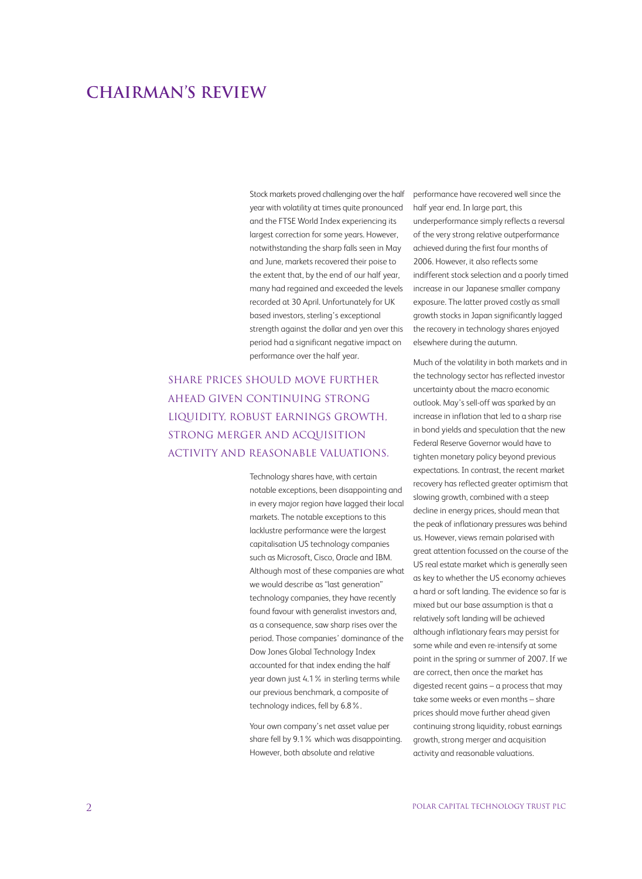# CHAIRMAN'S REVIEW

Stock markets proved challenging over the half year with volatility at times quite pronounced and the FTSE World Index experiencing its largest correction for some years. However, notwithstanding the sharp falls seen in May and June, markets recovered their poise to the extent that, by the end of our half year, many had regained and exceeded the levels recorded at 30 April. Unfortunately for UK based investors, sterling's exceptional strength against the dollar and yen over this period had a significant negative impact on performance over the half year.

> SHARE PRICES SHOULD MOVE FURTHER AHEAD GIVEN CONTINUING STRONG LIQUIDITY, ROBUST EARNINGS GROWTH, STRONG MERGER AND ACQUISITION ACTIVITY AND REASONABLE VALUATIONS.

Technology shares have, with certain notable exceptions, been disappointing and in every major region have lagged their local markets. The notable exceptions to this lacklustre performance were the largest capitalisation US technology companies such as Microsoft, Cisco, Oracle and IBM. Although most of these companies are what we would describe as "last generation" technology companies, they have recently found favour with generalist investors and, as a consequence, saw sharp rises over the period. Those companies' dominance of the Dow Jones Global Technology Index accounted for that index ending the half year down just 4.1% in sterling terms while our previous benchmark, a composite of technology indices, fell by 6.8%.

Your own company's net asset value per share fell by 9.1% which was disappointing. However, both absolute and relative performance have recovered well since the half year end. In large part, this underperformance simply reflects a reversal of the very strong relative outperformance achieved during the first four months of 2006. However, it also reflects some indifferent stock selection and a poorly timed increase in our Japanese smaller company exposure. The latter proved costly as small growth stocks in Japan significantly lagged the recovery in technology shares enjoyed elsewhere during the autumn.

Much of the volatility in both markets and in the technology sector has reflected investor uncertainty about the macro economic outlook. May's sell-off was sparked by an increase in inflation that led to a sharp rise in bond yields and speculation that the new Federal Reserve Governor would have to tighten monetary policy beyond previous expectations. In contrast, the recent market recovery has reflected greater optimism that slowing growth, combined with a steep decline in energy prices, should mean that the peak of inflationary pressures was behind us. However, views remain polarised with great attention focussed on the course of the US real estate market which is generally seen as key to whether the US economy achieves a hard or soft landing. The evidence so far is mixed but our base assumption is that a relatively soft landing will be achieved although inflationary fears may persist for some while and even re-intensify at some point in the spring or summer of 2007. If we are correct, then once the market has digested recent gains – a process that may take some weeks or even months – share prices should move further ahead given continuing strong liquidity, robust earnings growth, strong merger and acquisition activity and reasonable valuations.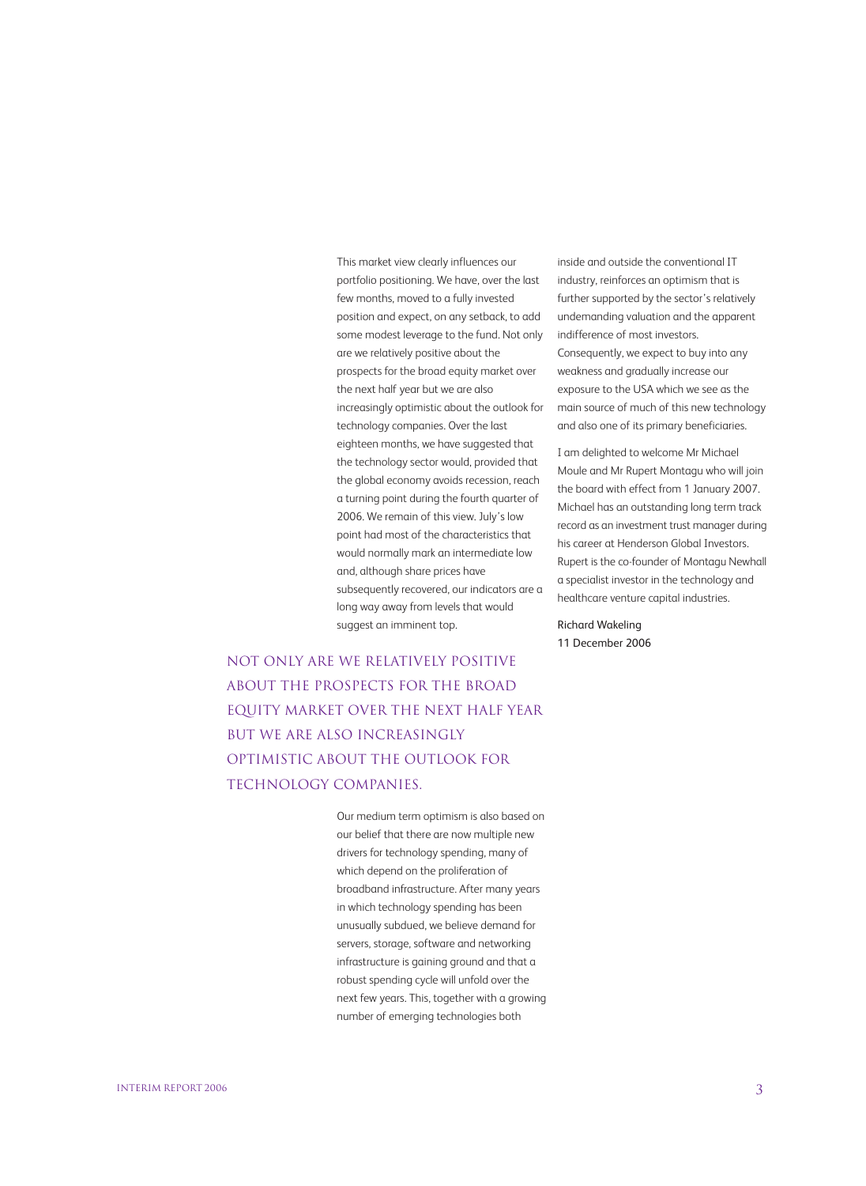This market view clearly influences our portfolio positioning. We have, over the last few months, moved to a fully invested position and expect, on any setback, to add some modest leverage to the fund. Not only are we relatively positive about the prospects for the broad equity market over the next half year but we are also increasingly optimistic about the outlook for technology companies. Over the last eighteen months, we have suggested that the technology sector would, provided that the global economy avoids recession, reach a turning point during the fourth quarter of 2006. We remain of this view. July's low point had most of the characteristics that would normally mark an intermediate low and, although share prices have subsequently recovered, our indicators are a long way away from levels that would suggest an imminent top.

NOT ONLY ARE WE RELATIVELY POSITIVE ABOUT THE PROSPECTS FOR THE BROAD EQUITY MARKET OVER THE NEXT HALF YEAR BUT WE ARE ALSO INCREASINGLY OPTIMISTIC ABOUT THE OUTLOOK FOR TECHNOLOGY COMPANIES.

Our medium term optimism is also based on our belief that there are now multiple new drivers for technology spending, many of which depend on the proliferation of broadband infrastructure. After many years in which technology spending has been unusually subdued, we believe demand for servers, storage, software and networking infrastructure is gaining ground and that a robust spending cycle will unfold over the next few years. This, together with a growing number of emerging technologies both inside and outside the conventional IT industry, reinforces an optimism that is further supported by the sector's relatively undemanding valuation and the apparent indifference of most investors. Consequently, we expect to buy into any weakness and gradually increase our exposure to the USA which we see as the main source of much of this new technology and also one of its primary beneficiaries.

I am delighted to welcome Mr Michael Moule and Mr Rupert Montagu who will join the board with effect from 1 January 2007. Michael has an outstanding long term track record as an investment trust manager during his career at Henderson Global Investors. Rupert is the co-founder of Montagu Newhall a specialist investor in the technology and healthcare venture capital industries.

Richard Wakeling  
11 December 2006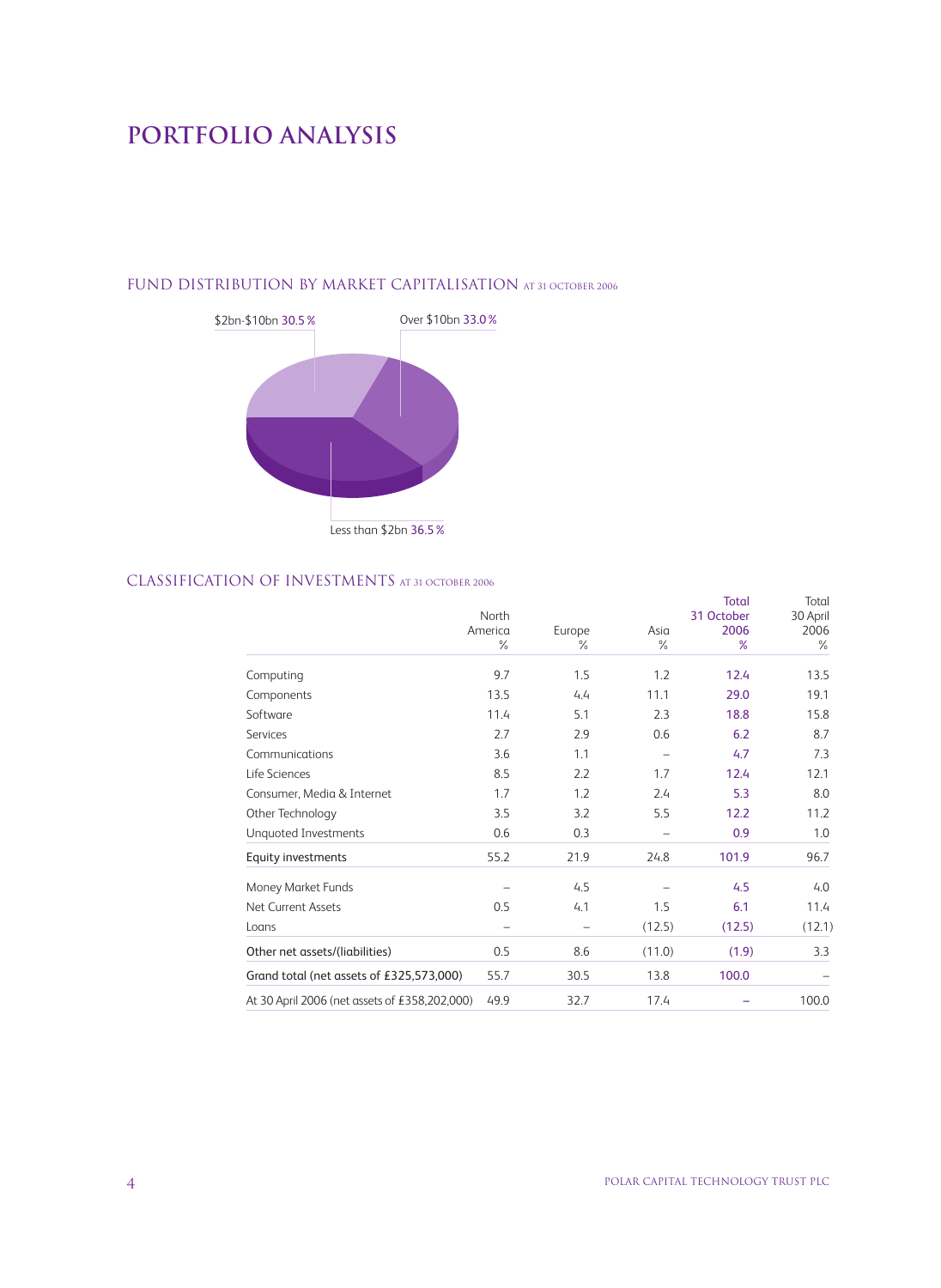# PORTFOLIO ANALYSIS

## FUND DISTRIBUTION BY MARKET CAPITALISATION AT 31 OCTOBER 2006

$2bn-$10bn 30.5 %

Over $10bn 33.0 %

Less than $2bn 36.5 %

## CLASSIFICATION OF INVESTMENTS AT 31 OCTOBER 2006

| | North America % | Europe % | Asia % | Total 31 October 2006 % | Total 30 April 2006 % |
|---|---|---|---|---|---|
| Computing | 9.7 | 1.5 | 1.2 | 12.4 | 13.5 |
| Components | 13.5 | 4.4 | 11.1 | 29.0 | 19.1 |
| Software | 11.4 | 5.1 | 2.3 | 18.8 | 15.8 |
| Services | 2.7 | 2.9 | 0.6 | 6.2 | 8.7 |
| Communications | 3.6 | 1.1 | – | 4.7 | 7.3 |
| Life Sciences | 8.5 | 2.2 | 1.7 | 12.4 | 12.1 |
| Consumer, Media & Internet | 1.7 | 1.2 | 2.4 | 5.3 | 8.0 |
| Other Technology | 3.5 | 3.2 | 5.5 | 12.2 | 11.2 |
| Unquoted Investments | 0.6 | 0.3 | – | 0.9 | 1.0 |
| Equity investments | 55.2 | 21.9 | 24.8 | 101.9 | 96.7 |
| Money Market Funds | – | 4.5 | – | 4.5 | 4.0 |
| Net Current Assets | 0.5 | 4.1 | 1.5 | 6.1 | 11.4 |
| Loans | – | – | (12.5) | (12.5) | (12.1) |
| Other net assets/(liabilities) | 0.5 | 8.6 | (11.0) | (1.9) | 3.3 |
| Grand total (net assets of £325,573,000) | 55.7 | 30.5 | 13.8 | 100.0 | – |
| At 30 April 2006 (net assets of £358,202,000) | 49.9 | 32.7 | 17.4 | – | 100.0 |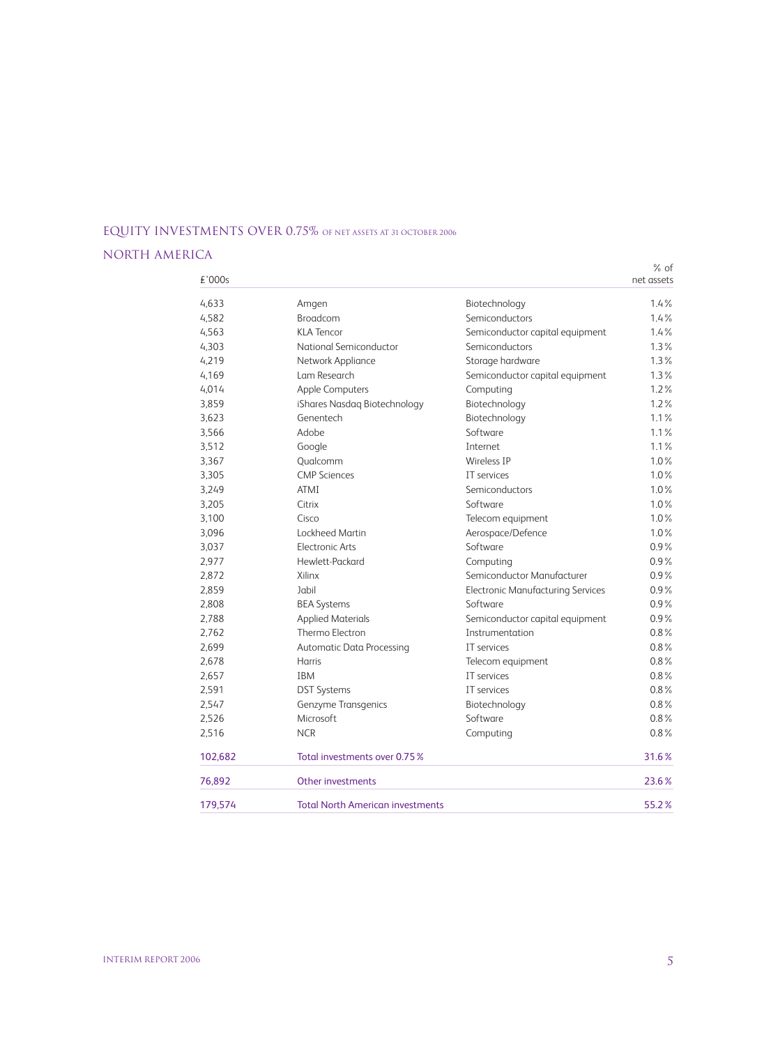## EQUITY INVESTMENTS OVER 0.75% OF NET ASSETS AT 31 OCTOBER 2006

### NORTH AMERICA

| £'000s | | | % of net assets |
|---|---|---|---|
| 4,633 | Amgen | Biotechnology | 1.4% |
| 4,582 | Broadcom | Semiconductors | 1.4% |
| 4,563 | KLA Tencor | Semiconductor capital equipment | 1.4% |
| 4,303 | National Semiconductor | Semiconductors | 1.3% |
| 4,219 | Network Appliance | Storage hardware | 1.3% |
| 4,169 | Lam Research | Semiconductor capital equipment | 1.3% |
| 4,014 | Apple Computers | Computing | 1.2% |
| 3,859 | iShares Nasdaq Biotechnology | Biotechnology | 1.2% |
| 3,623 | Genentech | Biotechnology | 1.1% |
| 3,566 | Adobe | Software | 1.1% |
| 3,512 | Google | Internet | 1.1% |
| 3,367 | Qualcomm | Wireless IP | 1.0% |
| 3,305 | CMP Sciences | IT services | 1.0% |
| 3,249 | ATMI | Semiconductors | 1.0% |
| 3,205 | Citrix | Software | 1.0% |
| 3,100 | Cisco | Telecom equipment | 1.0% |
| 3,096 | Lockheed Martin | Aerospace/Defence | 1.0% |
| 3,037 | Electronic Arts | Software | 0.9% |
| 2,977 | Hewlett-Packard | Computing | 0.9% |
| 2,872 | Xilinx | Semiconductor Manufacturer | 0.9% |
| 2,859 | Jabil | Electronic Manufacturing Services | 0.9% |
| 2,808 | BEA Systems | Software | 0.9% |
| 2,788 | Applied Materials | Semiconductor capital equipment | 0.9% |
| 2,762 | Thermo Electron | Instrumentation | 0.8% |
| 2,699 | Automatic Data Processing | IT services | 0.8% |
| 2,678 | Harris | Telecom equipment | 0.8% |
| 2,657 | IBM | IT services | 0.8% |
| 2,591 | DST Systems | IT services | 0.8% |
| 2,547 | Genzyme Transgenics | Biotechnology | 0.8% |
| 2,526 | Microsoft | Software | 0.8% |
| 2,516 | NCR | Computing | 0.8% |
| 102,682 | Total investments over 0.75% | | 31.6% |
| 76,892 | Other investments | | 23.6% |
| 179,574 | Total North American investments | | 55.2% |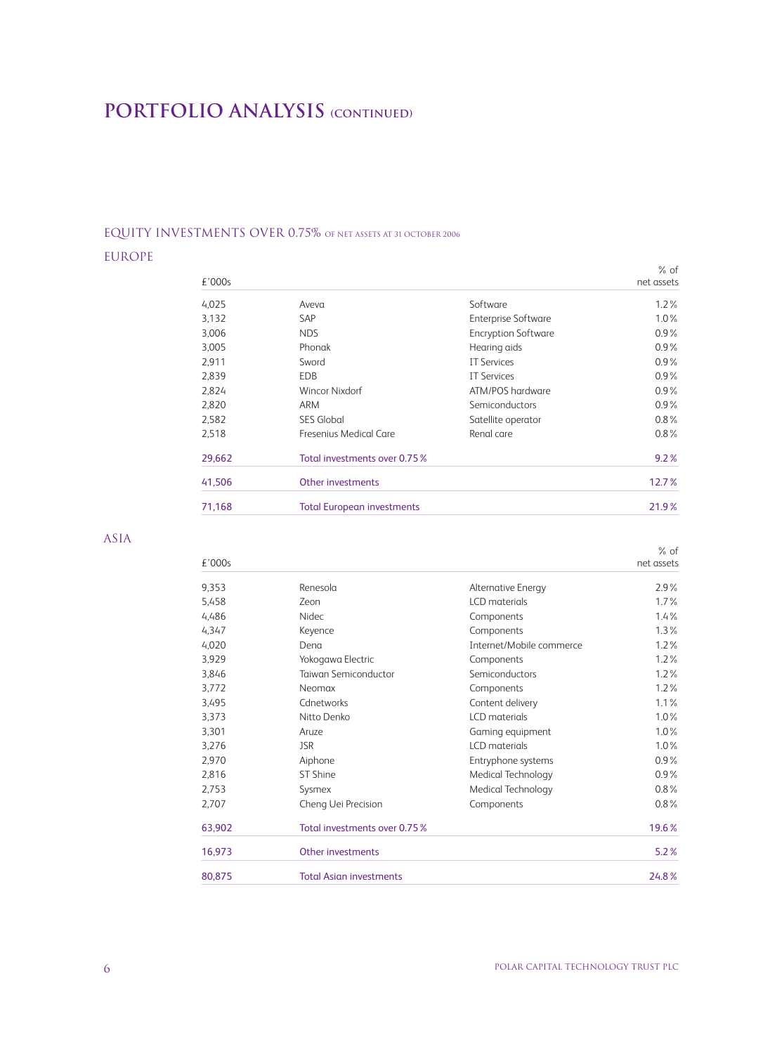# PORTFOLIO ANALYSIS (CONTINUED)

## EQUITY INVESTMENTS OVER 0.75% OF NET ASSETS AT 31 OCTOBER 2006

### EUROPE

| £'000s | | | % of net assets |
|---|---|---|---|
| 4,025 | Aveva | Software | 1.2% |
| 3,132 | SAP | Enterprise Software | 1.0% |
| 3,006 | NDS | Encryption Software | 0.9% |
| 3,005 | Phonak | Hearing aids | 0.9% |
| 2,911 | Sword | IT Services | 0.9% |
| 2,839 | EDB | IT Services | 0.9% |
| 2,824 | Wincor Nixdorf | ATM/POS hardware | 0.9% |
| 2,820 | ARM | Semiconductors | 0.9% |
| 2,582 | SES Global | Satellite operator | 0.8% |
| 2,518 | Fresenius Medical Care | Renal care | 0.8% |
| 29,662 | Total investments over 0.75% | | 9.2% |
| 41,506 | Other investments | | 12.7% |
| 71,168 | Total European investments | | 21.9% |

### ASIA

| £'000s | | | % of net assets |
|---|---|---|---|
| 9,353 | Renesola | Alternative Energy | 2.9% |
| 5,458 | Zeon | LCD materials | 1.7% |
| 4,486 | Nidec | Components | 1.4% |
| 4,347 | Keyence | Components | 1.3% |
| 4,020 | Dena | Internet/Mobile commerce | 1.2% |
| 3,929 | Yokogawa Electric | Components | 1.2% |
| 3,846 | Taiwan Semiconductor | Semiconductors | 1.2% |
| 3,772 | Neomax | Components | 1.2% |
| 3,495 | Cdnetworks | Content delivery | 1.1% |
| 3,373 | Nitto Denko | LCD materials | 1.0% |
| 3,301 | Aruze | Gaming equipment | 1.0% |
| 3,276 | JSR | LCD materials | 1.0% |
| 2,970 | Aiphone | Entryphone systems | 0.9% |
| 2,816 | ST Shine | Medical Technology | 0.9% |
| 2,753 | Sysmex | Medical Technology | 0.8% |
| 2,707 | Cheng Uei Precision | Components | 0.8% |
| 63,902 | Total investments over 0.75% | | 19.6% |
| 16,973 | Other investments | | 5.2% |
| 80,875 | Total Asian investments | | 24.8% |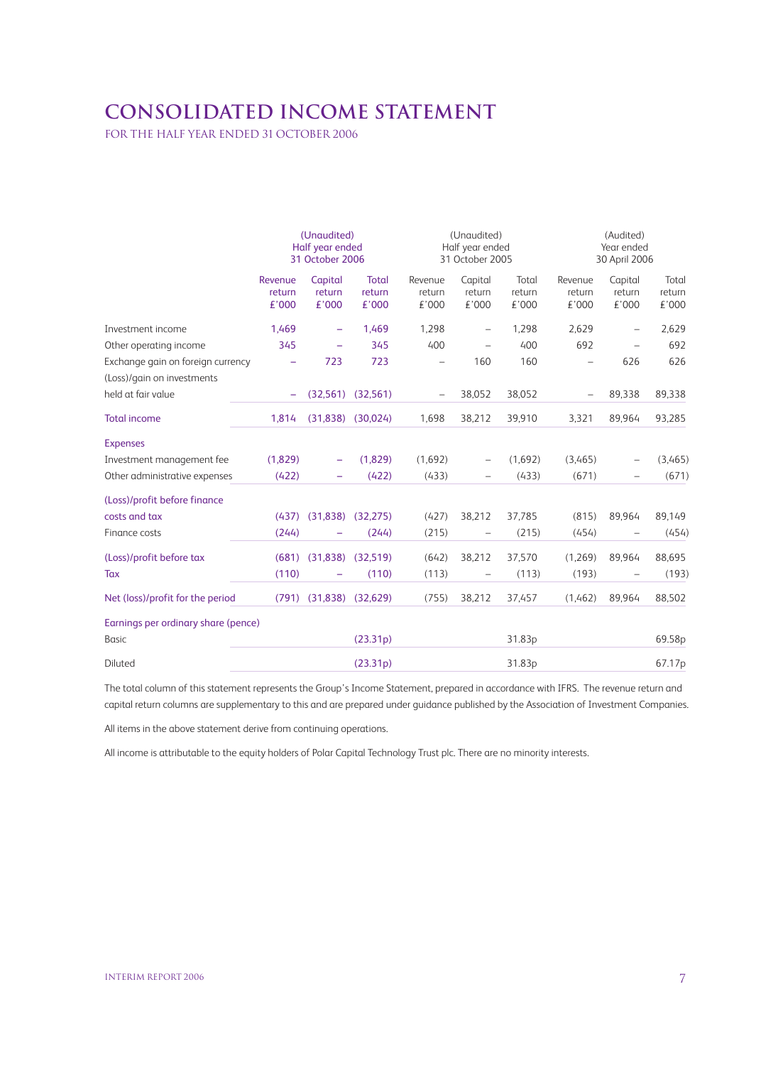# CONSOLIDATED INCOME STATEMENT

FOR THE HALF YEAR ENDED 31 OCTOBER 2006

| | (Unaudited) Half year ended 31 October 2006 | | | (Unaudited) Half year ended 31 October 2005 | | | (Audited) Year ended 30 April 2006 | | |
|---|---|---|---|---|---|---|---|---|---|
| | Revenue return £'000 | Capital return £'000 | Total return £'000 | Revenue return £'000 | Capital return £'000 | Total return £'000 | Revenue return £'000 | Capital return £'000 | Total return £'000 |
| Investment income | 1,469 | – | 1,469 | 1,298 | – | 1,298 | 2,629 | – | 2,629 |
| Other operating income | 345 | – | 345 | 400 | – | 400 | 692 | – | 692 |
| Exchange gain on foreign currency | – | 723 | 723 | – | 160 | 160 | – | 626 | 626 |
| (Loss)/gain on investments held at fair value | – | (32,561) | (32,561) | – | 38,052 | 38,052 | – | 89,338 | 89,338 |
| **Total income** | 1,814 | (31,838) | (30,024) | 1,698 | 38,212 | 39,910 | 3,321 | 89,964 | 93,285 |
| **Expenses** | | | | | | | | | |
| Investment management fee | (1,829) | – | (1,829) | (1,692) | – | (1,692) | (3,465) | – | (3,465) |
| Other administrative expenses | (422) | – | (422) | (433) | – | (433) | (671) | – | (671) |
| **(Loss)/profit before finance costs and tax** | (437) | (31,838) | (32,275) | (427) | 38,212 | 37,785 | (815) | 89,964 | 89,149 |
| Finance costs | (244) | – | (244) | (215) | – | (215) | (454) | – | (454) |
| **(Loss)/profit before tax** | (681) | (31,838) | (32,519) | (642) | 38,212 | 37,570 | (1,269) | 89,964 | 88,695 |
| **Tax** | (110) | – | (110) | (113) | – | (113) | (193) | – | (193) |
| **Net (loss)/profit for the period** | (791) | (31,838) | (32,629) | (755) | 38,212 | 37,457 | (1,462) | 89,964 | 88,502 |
| **Earnings per ordinary share (pence)** | | | | | | | | | |
| Basic | | | (23.31p) | | | 31.83p | | | 69.58p |
| Diluted | | | (23.31p) | | | 31.83p | | | 67.17p |

The total column of this statement represents the Group's Income Statement, prepared in accordance with IFRS. The revenue return and capital return columns are supplementary to this and are prepared under guidance published by the Association of Investment Companies.

All items in the above statement derive from continuing operations.

All income is attributable to the equity holders of Polar Capital Technology Trust plc. There are no minority interests.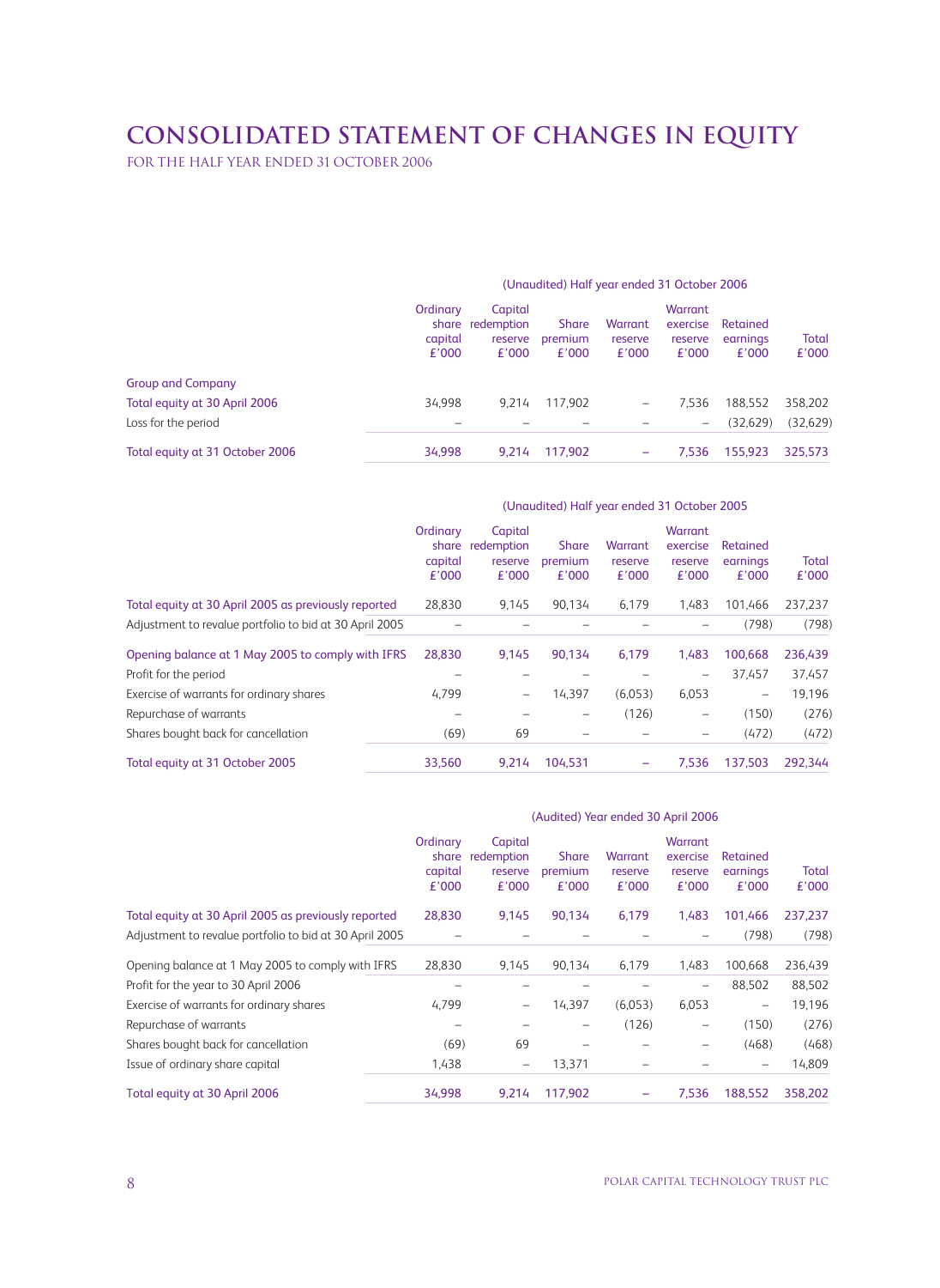# CONSOLIDATED STATEMENT OF CHANGES IN EQUITY

FOR THE HALF YEAR ENDED 31 OCTOBER 2006

(Unaudited) Half year ended 31 October 2006

| | Ordinary share capital £'000 | Capital redemption reserve £'000 | Share premium £'000 | Warrant reserve £'000 | Warrant exercise reserve £'000 | Retained earnings £'000 | Total £'000 |
|---|---|---|---|---|---|---|---|
| Group and Company | | | | | | | |
| Total equity at 30 April 2006 | 34,998 | 9,214 | 117,902 | – | 7,536 | 188,552 | 358,202 |
| Loss for the period | – | – | – | – | – | (32,629) | (32,629) |
| Total equity at 31 October 2006 | 34,998 | 9,214 | 117,902 | – | 7,536 | 155,923 | 325,573 |

(Unaudited) Half year ended 31 October 2005

| | Ordinary share capital £'000 | Capital redemption reserve £'000 | Share premium £'000 | Warrant reserve £'000 | Warrant exercise reserve £'000 | Retained earnings £'000 | Total £'000 |
|---|---|---|---|---|---|---|---|
| Total equity at 30 April 2005 as previously reported | 28,830 | 9,145 | 90,134 | 6,179 | 1,483 | 101,466 | 237,237 |
| Adjustment to revalue portfolio to bid at 30 April 2005 | – | – | – | – | – | (798) | (798) |
| Opening balance at 1 May 2005 to comply with IFRS | 28,830 | 9,145 | 90,134 | 6,179 | 1,483 | 100,668 | 236,439 |
| Profit for the period | – | – | – | – | – | 37,457 | 37,457 |
| Exercise of warrants for ordinary shares | 4,799 | – | 14,397 | (6,053) | 6,053 | – | 19,196 |
| Repurchase of warrants | – | – | – | (126) | – | (150) | (276) |
| Shares bought back for cancellation | (69) | 69 | – | – | – | (472) | (472) |
| Total equity at 31 October 2005 | 33,560 | 9,214 | 104,531 | – | 7,536 | 137,503 | 292,344 |

(Audited) Year ended 30 April 2006

| | Ordinary share capital £'000 | Capital redemption reserve £'000 | Share premium £'000 | Warrant reserve £'000 | Warrant exercise reserve £'000 | Retained earnings £'000 | Total £'000 |
|---|---|---|---|---|---|---|---|
| Total equity at 30 April 2005 as previously reported | 28,830 | 9,145 | 90,134 | 6,179 | 1,483 | 101,466 | 237,237 |
| Adjustment to revalue portfolio to bid at 30 April 2005 | – | – | – | – | – | (798) | (798) |
| Opening balance at 1 May 2005 to comply with IFRS | 28,830 | 9,145 | 90,134 | 6,179 | 1,483 | 100,668 | 236,439 |
| Profit for the year to 30 April 2006 | – | – | – | – | – | 88,502 | 88,502 |
| Exercise of warrants for ordinary shares | 4,799 | – | 14,397 | (6,053) | 6,053 | – | 19,196 |
| Repurchase of warrants | – | – | – | (126) | – | (150) | (276) |
| Shares bought back for cancellation | (69) | 69 | – | – | – | (468) | (468) |
| Issue of ordinary share capital | 1,438 | – | 13,371 | – | – | – | 14,809 |
| Total equity at 30 April 2006 | 34,998 | 9,214 | 117,902 | – | 7,536 | 188,552 | 358,202 |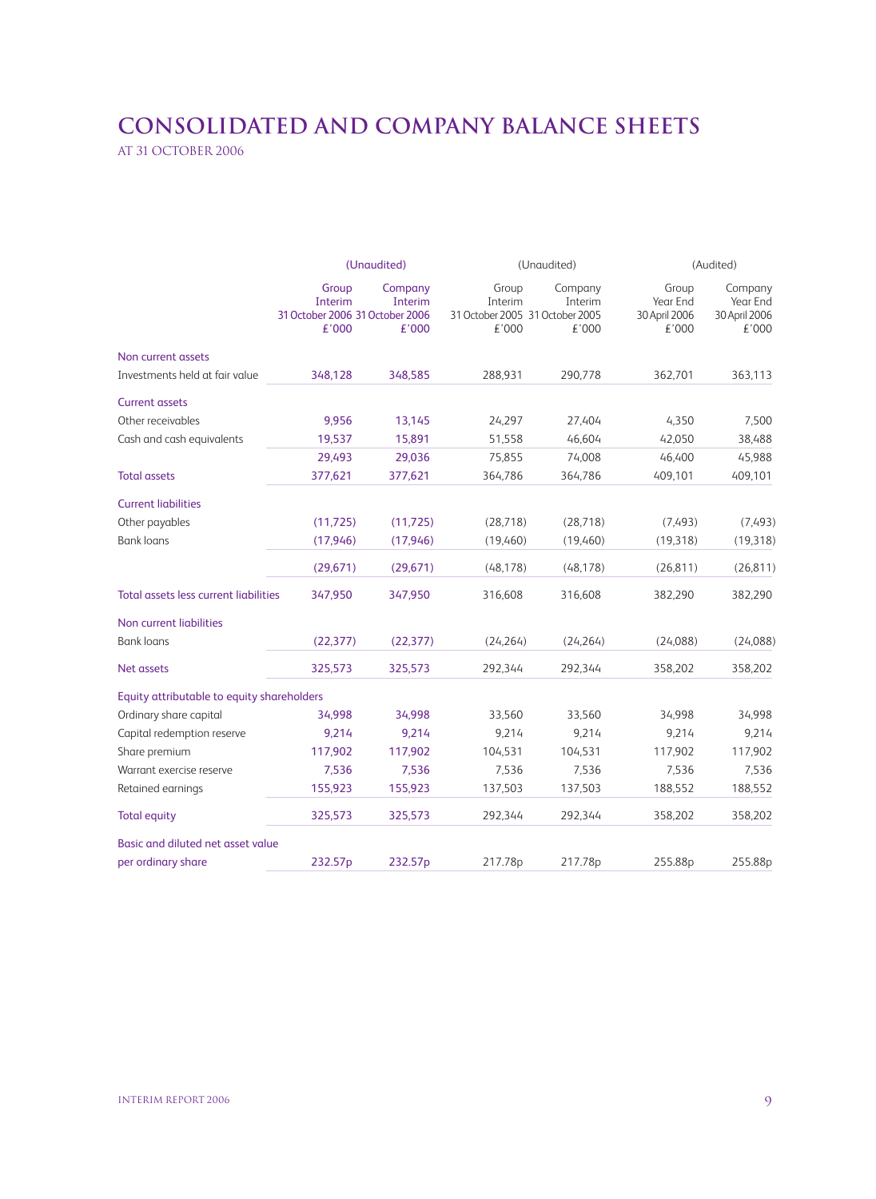# CONSOLIDATED AND COMPANY BALANCE SHEETS

AT 31 OCTOBER 2006

| | (Unaudited) | | (Unaudited) | | (Audited) | |
|---|---|---|---|---|---|---|
| | Group Interim 31 October 2006 £'000 | Company Interim 31 October 2006 £'000 | Group Interim 31 October 2005 £'000 | Company Interim 31 October 2005 £'000 | Group Year End 30 April 2006 £'000 | Company Year End 30 April 2006 £'000 |
| **Non current assets** | | | | | | |
| Investments held at fair value | 348,128 | 348,585 | 288,931 | 290,778 | 362,701 | 363,113 |
| **Current assets** | | | | | | |
| Other receivables | 9,956 | 13,145 | 24,297 | 27,404 | 4,350 | 7,500 |
| Cash and cash equivalents | 19,537 | 15,891 | 51,558 | 46,604 | 42,050 | 38,488 |
| | 29,493 | 29,036 | 75,855 | 74,008 | 46,400 | 45,988 |
| **Total assets** | 377,621 | 377,621 | 364,786 | 364,786 | 409,101 | 409,101 |
| **Current liabilities** | | | | | | |
| Other payables | (11,725) | (11,725) | (28,718) | (28,718) | (7,493) | (7,493) |
| Bank loans | (17,946) | (17,946) | (19,460) | (19,460) | (19,318) | (19,318) |
| | (29,671) | (29,671) | (48,178) | (48,178) | (26,811) | (26,811) |
| **Total assets less current liabilities** | 347,950 | 347,950 | 316,608 | 316,608 | 382,290 | 382,290 |
| **Non current liabilities** | | | | | | |
| Bank loans | (22,377) | (22,377) | (24,264) | (24,264) | (24,088) | (24,088) |
| **Net assets** | 325,573 | 325,573 | 292,344 | 292,344 | 358,202 | 358,202 |
| **Equity attributable to equity shareholders** | | | | | | |
| Ordinary share capital | 34,998 | 34,998 | 33,560 | 33,560 | 34,998 | 34,998 |
| Capital redemption reserve | 9,214 | 9,214 | 9,214 | 9,214 | 9,214 | 9,214 |
| Share premium | 117,902 | 117,902 | 104,531 | 104,531 | 117,902 | 117,902 |
| Warrant exercise reserve | 7,536 | 7,536 | 7,536 | 7,536 | 7,536 | 7,536 |
| Retained earnings | 155,923 | 155,923 | 137,503 | 137,503 | 188,552 | 188,552 |
| **Total equity** | 325,573 | 325,573 | 292,344 | 292,344 | 358,202 | 358,202 |
| **Basic and diluted net asset value per ordinary share** | 232.57p | 232.57p | 217.78p | 217.78p | 255.88p | 255.88p |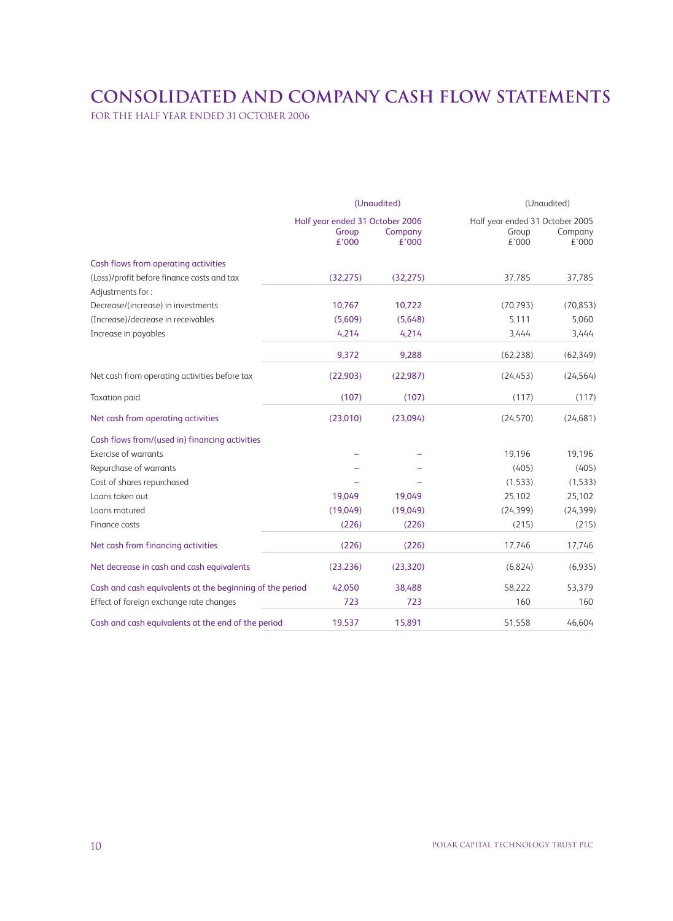# CONSOLIDATED AND COMPANY CASH FLOW STATEMENTS

FOR THE HALF YEAR ENDED 31 OCTOBER 2006

| | (Unaudited) | | (Unaudited) | |
|---|---|---|---|---|
| | Half year ended 31 October 2006 | | Half year ended 31 October 2005 | |
| | Group £'000 | Company £'000 | Group £'000 | Company £'000 |
| **Cash flows from operating activities** | | | | |
| (Loss)/profit before finance costs and tax | (32,275) | (32,275) | 37,785 | 37,785 |
| Adjustments for : | | | | |
| Decrease/(increase) in investments | 10,767 | 10,722 | (70,793) | (70,853) |
| (Increase)/decrease in receivables | (5,609) | (5,648) | 5,111 | 5,060 |
| Increase in payables | 4,214 | 4,214 | 3,444 | 3,444 |
| | 9,372 | 9,288 | (62,238) | (62,349) |
| Net cash from operating activities before tax | (22,903) | (22,987) | (24,453) | (24,564) |
| Taxation paid | (107) | (107) | (117) | (117) |
| **Net cash from operating activities** | (23,010) | (23,094) | (24,570) | (24,681) |
| **Cash flows from/(used in) financing activities** | | | | |
| Exercise of warrants | – | – | 19,196 | 19,196 |
| Repurchase of warrants | – | – | (405) | (405) |
| Cost of shares repurchased | – | – | (1,533) | (1,533) |
| Loans taken out | 19,049 | 19,049 | 25,102 | 25,102 |
| Loans matured | (19,049) | (19,049) | (24,399) | (24,399) |
| Finance costs | (226) | (226) | (215) | (215) |
| **Net cash from financing activities** | (226) | (226) | 17,746 | 17,746 |
| **Net decrease in cash and cash equivalents** | (23,236) | (23,320) | (6,824) | (6,935) |
| **Cash and cash equivalents at the beginning of the period** | 42,050 | 38,488 | 58,222 | 53,379 |
| Effect of foreign exchange rate changes | 723 | 723 | 160 | 160 |
| **Cash and cash equivalents at the end of the period** | 19,537 | 15,891 | 51,558 | 46,604 |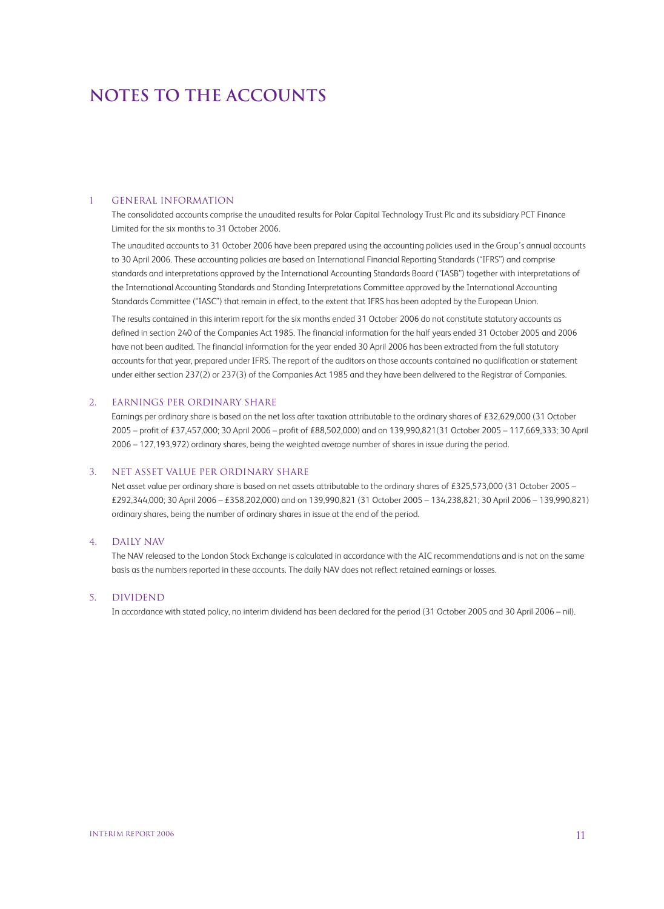# NOTES TO THE ACCOUNTS

## 1 GENERAL INFORMATION

The consolidated accounts comprise the unaudited results for Polar Capital Technology Trust Plc and its subsidiary PCT Finance Limited for the six months to 31 October 2006.

The unaudited accounts to 31 October 2006 have been prepared using the accounting policies used in the Group's annual accounts to 30 April 2006. These accounting policies are based on International Financial Reporting Standards ("IFRS") and comprise standards and interpretations approved by the International Accounting Standards Board ("IASB") together with interpretations of the International Accounting Standards and Standing Interpretations Committee approved by the International Accounting Standards Committee ("IASC") that remain in effect, to the extent that IFRS has been adopted by the European Union.

The results contained in this interim report for the six months ended 31 October 2006 do not constitute statutory accounts as defined in section 240 of the Companies Act 1985. The financial information for the half years ended 31 October 2005 and 2006 have not been audited. The financial information for the year ended 30 April 2006 has been extracted from the full statutory accounts for that year, prepared under IFRS. The report of the auditors on those accounts contained no qualification or statement under either section 237(2) or 237(3) of the Companies Act 1985 and they have been delivered to the Registrar of Companies.

## 2. EARNINGS PER ORDINARY SHARE

Earnings per ordinary share is based on the net loss after taxation attributable to the ordinary shares of £32,629,000 (31 October 2005 – profit of £37,457,000; 30 April 2006 – profit of £88,502,000) and on 139,990,821(31 October 2005 – 117,669,333; 30 April 2006 – 127,193,972) ordinary shares, being the weighted average number of shares in issue during the period.

## 3. NET ASSET VALUE PER ORDINARY SHARE

Net asset value per ordinary share is based on net assets attributable to the ordinary shares of £325,573,000 (31 October 2005 – £292,344,000; 30 April 2006 – £358,202,000) and on 139,990,821 (31 October 2005 – 134,238,821; 30 April 2006 – 139,990,821) ordinary shares, being the number of ordinary shares in issue at the end of the period.

## 4. DAILY NAV

The NAV released to the London Stock Exchange is calculated in accordance with the AIC recommendations and is not on the same basis as the numbers reported in these accounts. The daily NAV does not reflect retained earnings or losses.

## 5. DIVIDEND

In accordance with stated policy, no interim dividend has been declared for the period (31 October 2005 and 30 April 2006 – nil).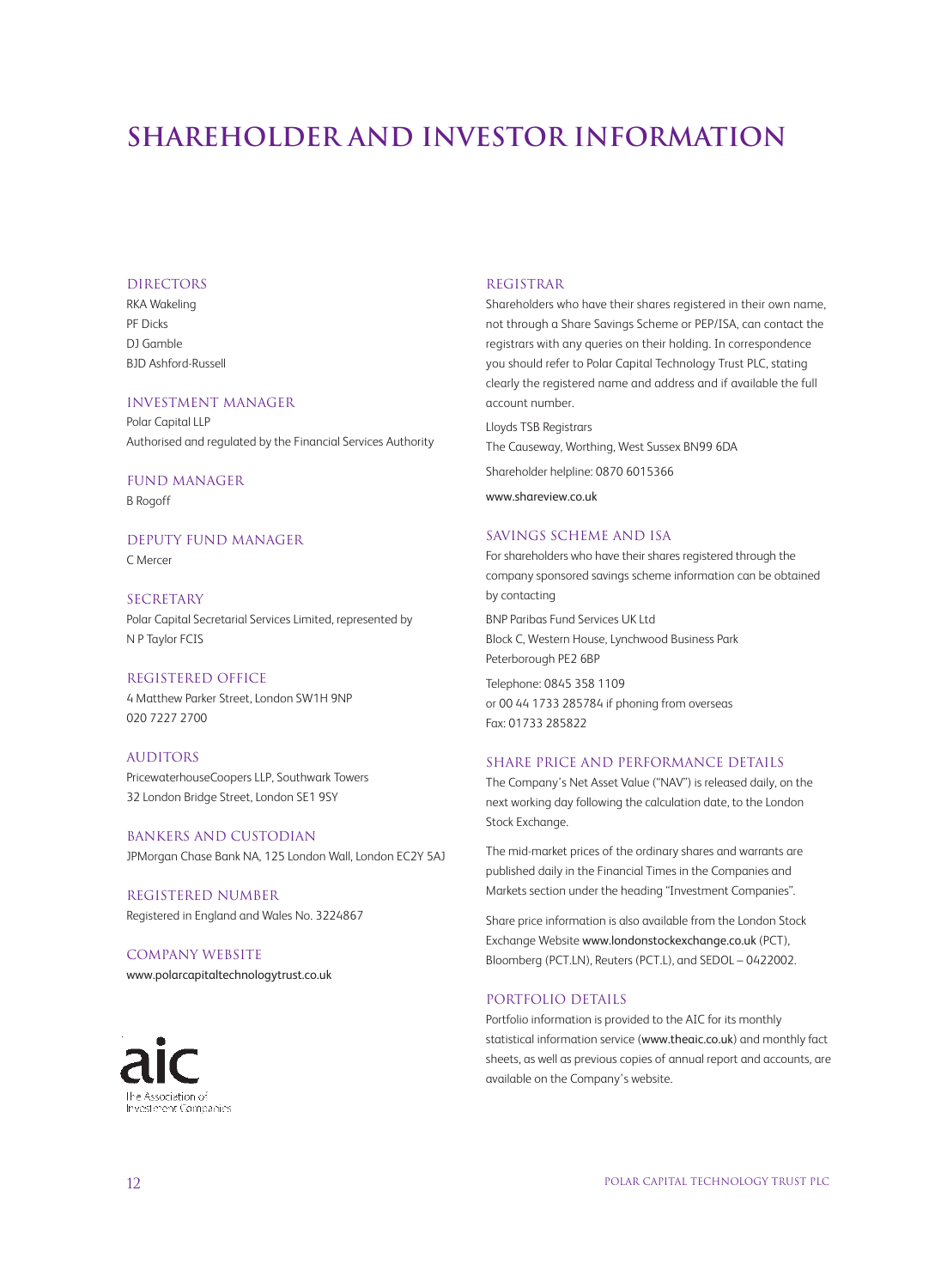# SHAREHOLDER AND INVESTOR INFORMATION

## DIRECTORS

RKA Wakeling
PF Dicks
DJ Gamble
BJD Ashford-Russell

## INVESTMENT MANAGER

Polar Capital LLP
Authorised and regulated by the Financial Services Authority

## FUND MANAGER

B Rogoff

## DEPUTY FUND MANAGER

C Mercer

## SECRETARY

Polar Capital Secretarial Services Limited, represented by N P Taylor FCIS

## REGISTERED OFFICE

4 Matthew Parker Street, London SW1H 9NP
020 7227 2700

## AUDITORS

PricewaterhouseCoopers LLP, Southwark Towers
32 London Bridge Street, London SE1 9SY

## BANKERS AND CUSTODIAN

JPMorgan Chase Bank NA, 125 London Wall, London EC2Y 5AJ

## REGISTERED NUMBER

Registered in England and Wales No. 3224867

## COMPANY WEBSITE

www.polarcapitaltechnologytrust.co.uk

## REGISTRAR

Shareholders who have their shares registered in their own name, not through a Share Savings Scheme or PEP/ISA, can contact the registrars with any queries on their holding. In correspondence you should refer to Polar Capital Technology Trust PLC, stating clearly the registered name and address and if available the full account number.

Lloyds TSB Registrars
The Causeway, Worthing, West Sussex BN99 6DA

Shareholder helpline: 0870 6015366

www.shareview.co.uk

## SAVINGS SCHEME AND ISA

For shareholders who have their shares registered through the company sponsored savings scheme information can be obtained by contacting

BNP Paribas Fund Services UK Ltd
Block C, Western House, Lynchwood Business Park
Peterborough PE2 6BP

Telephone: 0845 358 1109
or 00 44 1733 285784 if phoning from overseas
Fax: 01733 285822

## SHARE PRICE AND PERFORMANCE DETAILS

The Company's Net Asset Value ("NAV") is released daily, on the next working day following the calculation date, to the London Stock Exchange.

The mid-market prices of the ordinary shares and warrants are published daily in the Financial Times in the Companies and Markets section under the heading "Investment Companies".

Share price information is also available from the London Stock Exchange Website www.londonstockexchange.co.uk (PCT), Bloomberg (PCT.LN), Reuters (PCT.L), and SEDOL – 0422002.

## PORTFOLIO DETAILS

Portfolio information is provided to the AIC for its monthly statistical information service (www.theaic.co.uk) and monthly fact sheets, as well as previous copies of annual report and accounts, are available on the Company's website.

aic
The Association of Investment Companies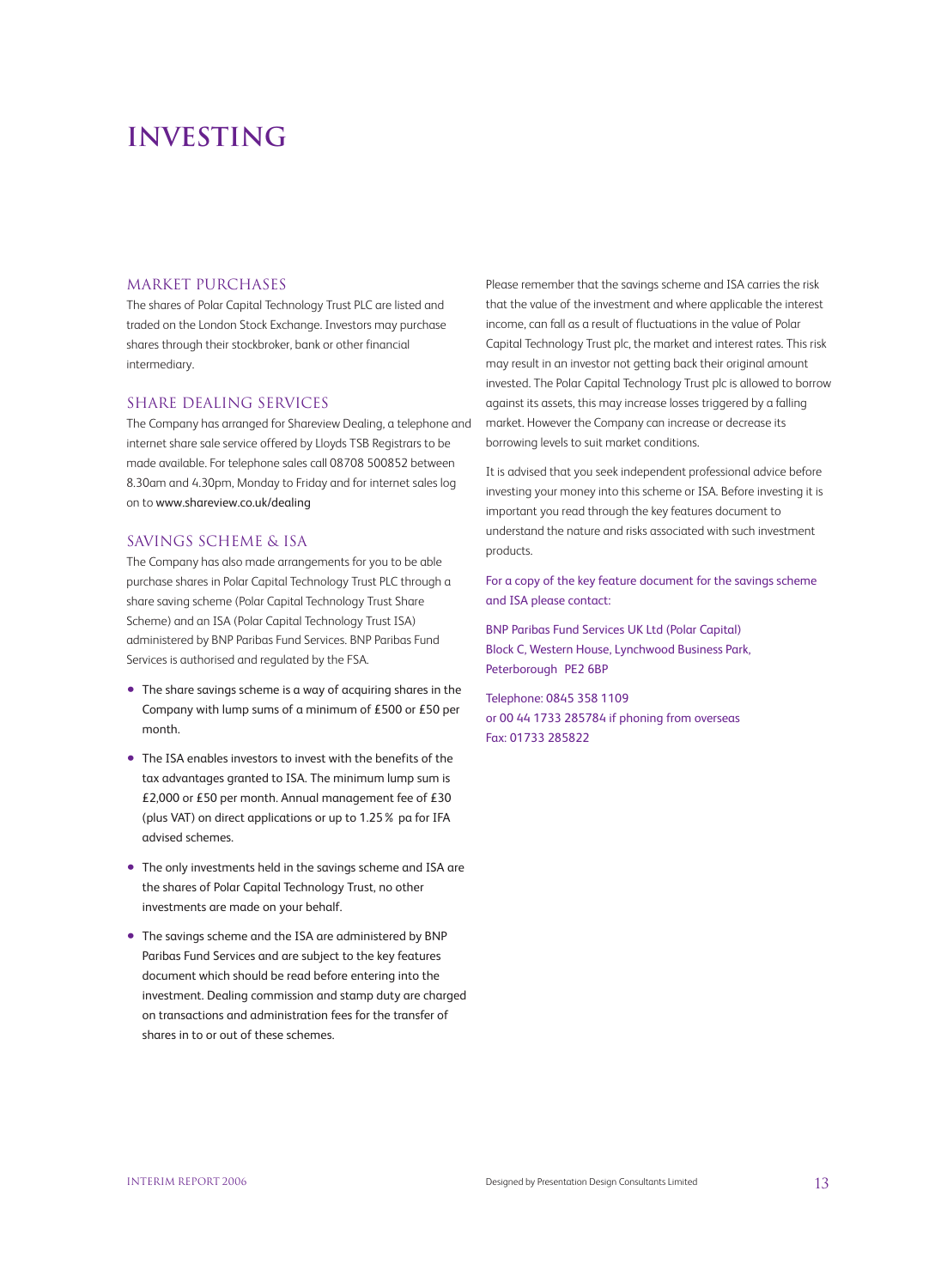# INVESTING

## MARKET PURCHASES

The shares of Polar Capital Technology Trust PLC are listed and traded on the London Stock Exchange. Investors may purchase shares through their stockbroker, bank or other financial intermediary.

## SHARE DEALING SERVICES

The Company has arranged for Shareview Dealing, a telephone and internet share sale service offered by Lloyds TSB Registrars to be made available. For telephone sales call 08708 500852 between 8.30am and 4.30pm, Monday to Friday and for internet sales log on to www.shareview.co.uk/dealing

## SAVINGS SCHEME & ISA

The Company has also made arrangements for you to be able purchase shares in Polar Capital Technology Trust PLC through a share saving scheme (Polar Capital Technology Trust Share Scheme) and an ISA (Polar Capital Technology Trust ISA) administered by BNP Paribas Fund Services. BNP Paribas Fund Services is authorised and regulated by the FSA.

- The share savings scheme is a way of acquiring shares in the Company with lump sums of a minimum of £500 or £50 per month.
- The ISA enables investors to invest with the benefits of the tax advantages granted to ISA. The minimum lump sum is £2,000 or £50 per month. Annual management fee of £30 (plus VAT) on direct applications or up to 1.25% pa for IFA advised schemes.
- The only investments held in the savings scheme and ISA are the shares of Polar Capital Technology Trust, no other investments are made on your behalf.
- The savings scheme and the ISA are administered by BNP Paribas Fund Services and are subject to the key features document which should be read before entering into the investment. Dealing commission and stamp duty are charged on transactions and administration fees for the transfer of shares in to or out of these schemes.

Please remember that the savings scheme and ISA carries the risk that the value of the investment and where applicable the interest income, can fall as a result of fluctuations in the value of Polar Capital Technology Trust plc, the market and interest rates. This risk may result in an investor not getting back their original amount invested. The Polar Capital Technology Trust plc is allowed to borrow against its assets, this may increase losses triggered by a falling market. However the Company can increase or decrease its borrowing levels to suit market conditions.

It is advised that you seek independent professional advice before investing your money into this scheme or ISA. Before investing it is important you read through the key features document to understand the nature and risks associated with such investment products.

For a copy of the key feature document for the savings scheme and ISA please contact:

BNP Paribas Fund Services UK Ltd (Polar Capital)
Block C, Western House, Lynchwood Business Park,
Peterborough PE2 6BP

Telephone: 0845 358 1109
or 00 44 1733 285784 if phoning from overseas
Fax: 01733 285822

Designed by Presentation Design Consultants Limited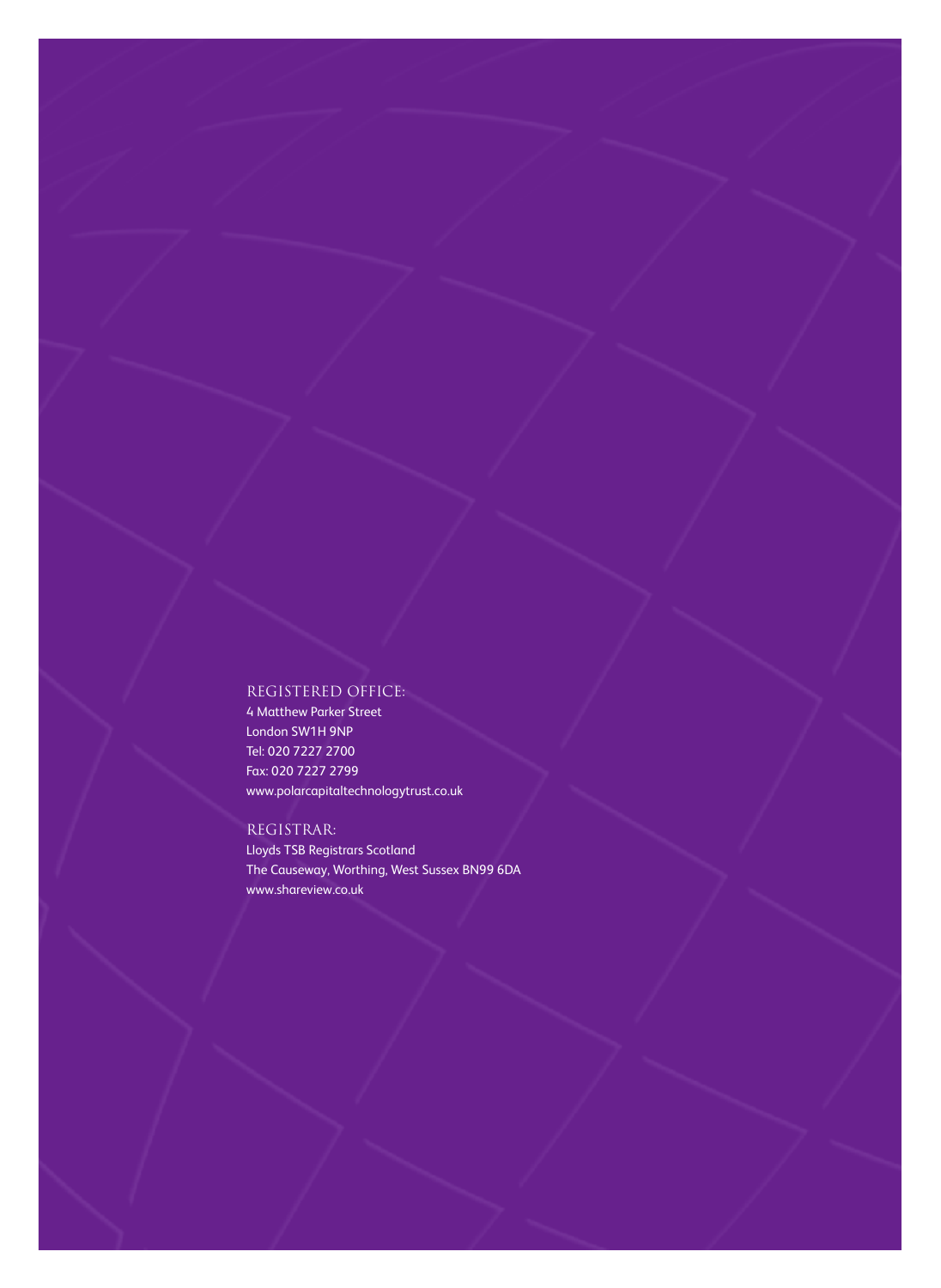## REGISTERED OFFICE:

4 Matthew Parker Street
London SW1H 9NP
Tel: 020 7227 2700
Fax: 020 7227 2799
www.polarcapitaltechnologytrust.co.uk

## REGISTRAR:

Lloyds TSB Registrars Scotland
The Causeway, Worthing, West Sussex BN99 6DA
www.shareview.co.uk